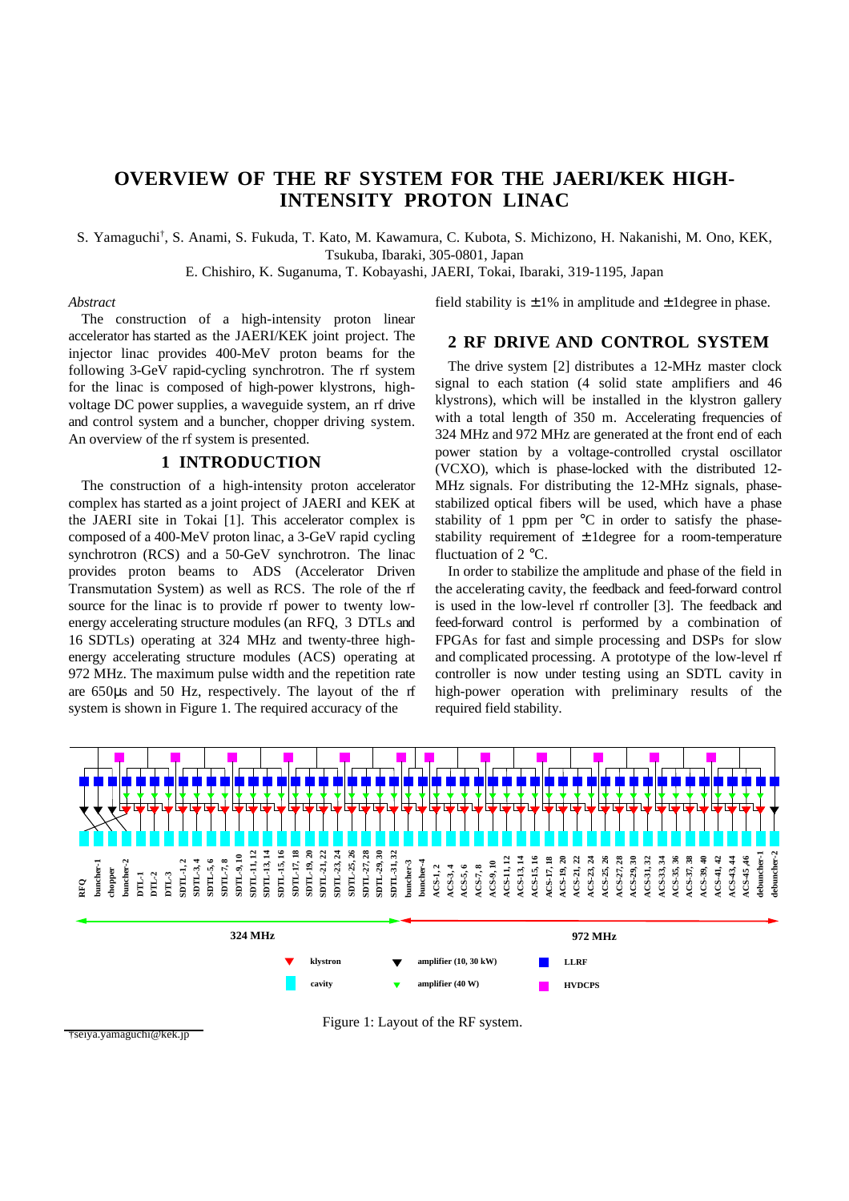# OVERVIEW OF THE RF SYSTEM FOR THE JAERI/KEK HIGH-INTENSITY PROTON LINAC

S. Yamaguchi[†], S. Anami, S. Fukuda, T. Kato, M. Kawamura, C. Kubota, S. Michizono, H. Nakanishi, M. Ono, KEK, Tsukuba, Ibaraki, 305-0801, Japan

E. Chishiro, K. Suganuma, T. Kobayashi, JAERI, Tokai, Ibaraki, 319-1195, Japan

*Abstract*

The construction of a high-intensity proton linear accelerator has started as the JAERI/KEK joint project. The injector linac provides 400-MeV proton beams for the following 3-GeV rapid-cycling synchrotron. The rf system for the linac is composed of high-power klystrons, high-voltage DC power supplies, a waveguide system, an rf drive and control system and a buncher, chopper driving system. An overview of the rf system is presented.

## 1 INTRODUCTION

The construction of a high-intensity proton accelerator complex has started as a joint project of JAERI and KEK at the JAERI site in Tokai [1]. This accelerator complex is composed of a 400-MeV proton linac, a 3-GeV rapid cycling synchrotron (RCS) and a 50-GeV synchrotron. The linac provides proton beams to ADS (Accelerator Driven Transmutation System) as well as RCS. The role of the rf source for the linac is to provide rf power to twenty low-energy accelerating structure modules (an RFQ, 3 DTLs and 16 SDTLs) operating at 324 MHz and twenty-three high-energy accelerating structure modules (ACS) operating at 972 MHz. The maximum pulse width and the repetition rate are 650μs and 50 Hz, respectively. The layout of the rf system is shown in Figure 1. The required accuracy of the field stability is ±1% in amplitude and ±1degree in phase.

## 2 RF DRIVE AND CONTROL SYSTEM

The drive system [2] distributes a 12-MHz master clock signal to each station (4 solid state amplifiers and 46 klystrons), which will be installed in the klystron gallery with a total length of 350 m. Accelerating frequencies of 324 MHz and 972 MHz are generated at the front end of each power station by a voltage-controlled crystal oscillator (VCXO), which is phase-locked with the distributed 12-MHz signals. For distributing the 12-MHz signals, phase-stabilized optical fibers will be used, which have a phase stability of 1 ppm per °C in order to satisfy the phase-stability requirement of ±1degree for a room-temperature fluctuation of 2 °C.

In order to stabilize the amplitude and phase of the field in the accelerating cavity, the feedback and feed-forward control is used in the low-level rf controller [3]. The feedback and feed-forward control is performed by a combination of FPGAs for fast and simple processing and DSPs for slow and complicated processing. A prototype of the low-level rf controller is now under testing using an SDTL cavity in high-power operation with preliminary results of the required field stability.

Figure 1: Layout of the RF system.

[†]seiya.yamaguchi@kek.jp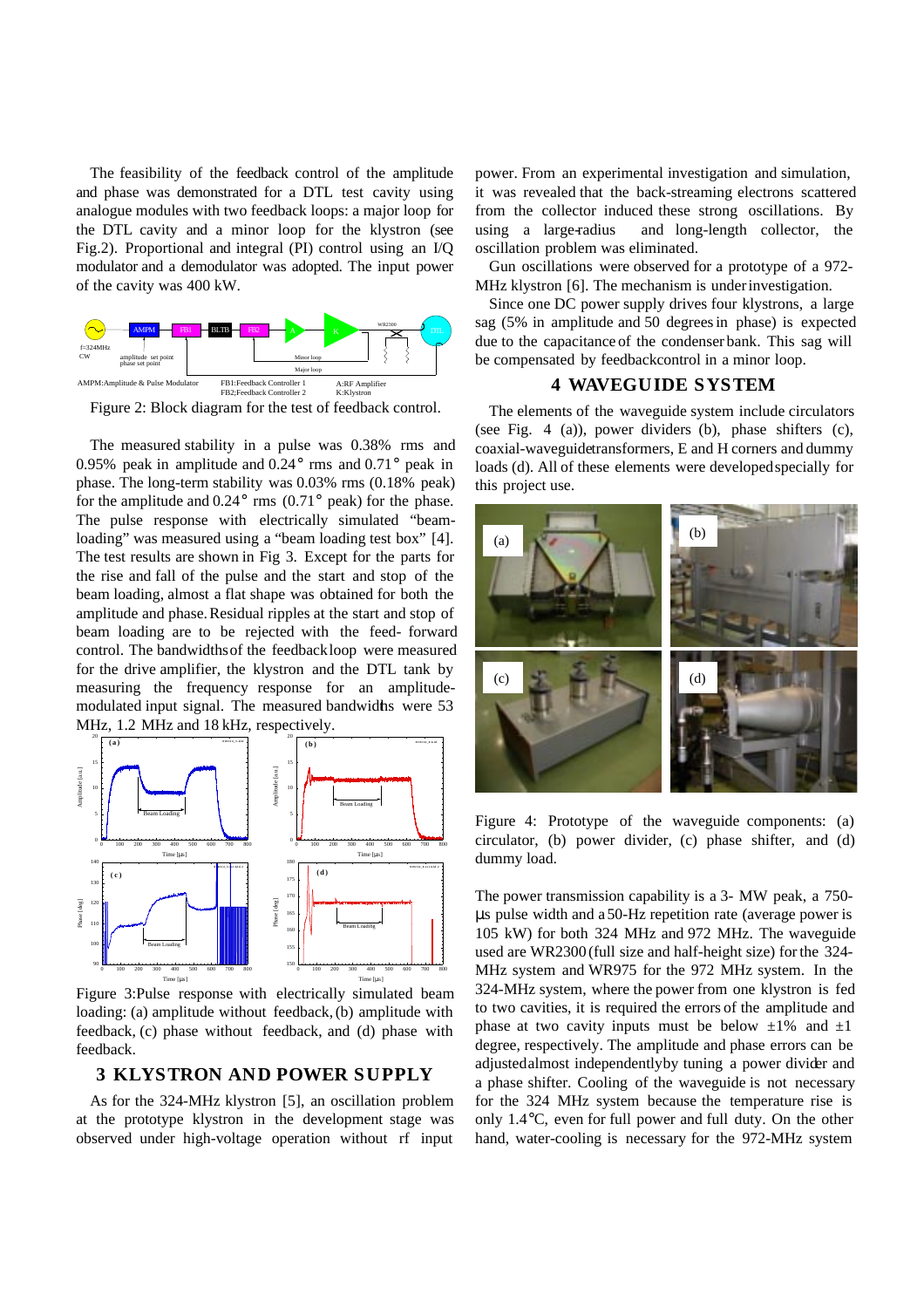The feasibility of the feedback control of the amplitude and phase was demonstrated for a DTL test cavity using analogue modules with two feedback loops: a major loop for the DTL cavity and a minor loop for the klystron (see Fig.2). Proportional and integral (PI) control using an I/Q modulator and a demodulator was adopted. The input power of the cavity was 400 kW.

Figure 2: Block diagram for the test of feedback control.

The measured stability in a pulse was 0.38% rms and 0.95% peak in amplitude and 0.24° rms and 0.71° peak in phase. The long-term stability was 0.03% rms (0.18% peak) for the amplitude and 0.24° rms (0.71° peak) for the phase. The pulse response with electrically simulated "beam-loading" was measured using a "beam loading test box" [4]. The test results are shown in Fig 3. Except for the parts for the rise and fall of the pulse and the start and stop of the beam loading, almost a flat shape was obtained for both the amplitude and phase. Residual ripples at the start and stop of beam loading are to be rejected with the feed- forward control. The bandwidths of the feedback loop were measured for the drive amplifier, the klystron and the DTL tank by measuring the frequency response for an amplitude-modulated input signal. The measured bandwidths were 53 MHz, 1.2 MHz and 18 kHz, respectively.

Figure 3: Pulse response with electrically simulated beam loading: (a) amplitude without feedback, (b) amplitude with feedback, (c) phase without feedback, and (d) phase with feedback.

## 3 KLYSTRON AND POWER SUPPLY

As for the 324-MHz klystron [5], an oscillation problem at the prototype klystron in the development stage was observed under high-voltage operation without rf input power. From an experimental investigation and simulation, it was revealed that the back-streaming electrons scattered from the collector induced these strong oscillations. By using a large-radius and long-length collector, the oscillation problem was eliminated.

Gun oscillations were observed for a prototype of a 972-MHz klystron [6]. The mechanism is under investigation.

Since one DC power supply drives four klystrons, a large sag (5% in amplitude and 50 degrees in phase) is expected due to the capacitance of the condenser bank. This sag will be compensated by feedback control in a minor loop.

## 4 WAVEGUIDE SYSTEM

The elements of the waveguide system include circulators (see Fig. 4 (a)), power dividers (b), phase shifters (c), coaxial-waveguide transformers, E and H corners and dummy loads (d). All of these elements were developed specially for this project use.

Figure 4: Prototype of the waveguide components: (a) circulator, (b) power divider, (c) phase shifter, and (d) dummy load.

The power transmission capability is a 3- MW peak, a 750-μs pulse width and a 50-Hz repetition rate (average power is 105 kW) for both 324 MHz and 972 MHz. The waveguide used are WR2300 (full size and half-height size) for the 324-MHz system and WR975 for the 972 MHz system. In the 324-MHz system, where the power from one klystron is fed to two cavities, it is required the errors of the amplitude and phase at two cavity inputs must be below ±1% and ±1 degree, respectively. The amplitude and phase errors can be adjusted almost independently by tuning a power divider and a phase shifter. Cooling of the waveguide is not necessary for the 324 MHz system because the temperature rise is only 1.4°C, even for full power and full duty. On the other hand, water-cooling is necessary for the 972-MHz system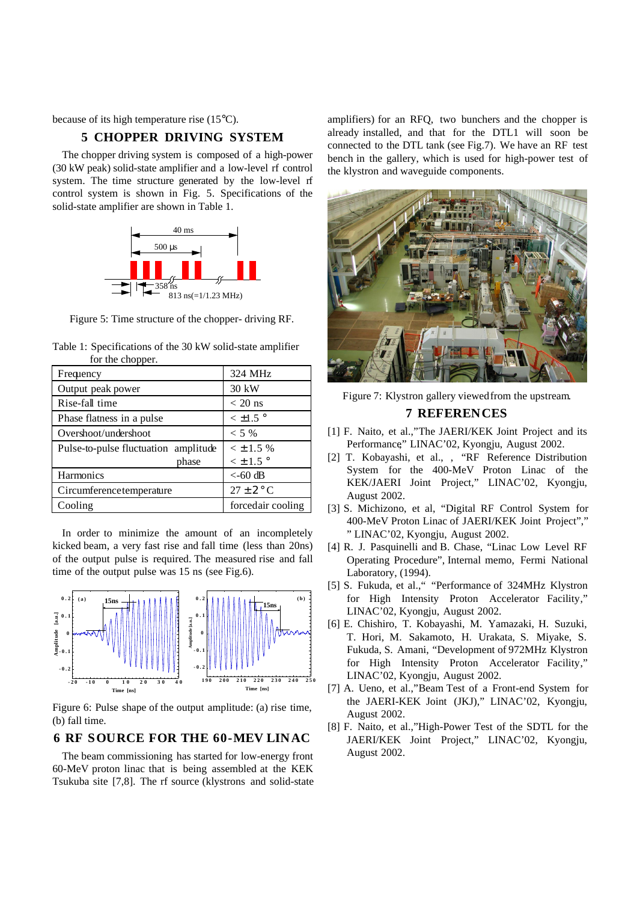because of its high temperature rise (15°C).

## 5 CHOPPER DRIVING SYSTEM

The chopper driving system is composed of a high-power (30 kW peak) solid-state amplifier and a low-level rf control system. The time structure generated by the low-level rf control system is shown in Fig. 5. Specifications of the solid-state amplifier are shown in Table 1.

40 ms
500 μs
358 ns
813 ns(=1/1.23 MHz)

Figure 5: Time structure of the chopper- driving RF.

Table 1: Specifications of the 30 kW solid-state amplifier for the chopper.

| | |
|---|---|
| Frequency | 324 MHz |
| Output peak power | 30 kW |
| Rise-fall time | < 20 ns |
| Phase flatness in a pulse | < ±1.5 ° |
| Overshoot/undershoot | < 5 % |
| Pulse-to-pulse fluctuation amplitude | < ± 1.5 % |
| phase | < ± 1.5 ° |
| Harmonics | <-60 dB |
| Circumference temperature | 27 ± 2 °C |
| Cooling | forced air cooling |

In order to minimize the amount of an incompletely kicked beam, a very fast rise and fall time (less than 20ns) of the output pulse is required. The measured rise and fall time of the output pulse was 15 ns (see Fig.6).

(a) 15ns
Amplitude [a.u.]
Time [ns]
(b) 15ns
Amplitude [a.u.]
Time [ns]

Figure 6: Pulse shape of the output amplitude: (a) rise time, (b) fall time.

## 6 RF SOURCE FOR THE 60-MEV LINAC

The beam commissioning has started for low-energy front 60-MeV proton linac that is being assembled at the KEK Tsukuba site [7,8]. The rf source (klystrons and solid-state amplifiers) for an RFQ, two bunchers and the chopper is already installed, and that for the DTL1 will soon be connected to the DTL tank (see Fig.7). We have an RF test bench in the gallery, which is used for high-power test of the klystron and waveguide components.

Figure 7: Klystron gallery viewed from the upstream.

## 7 REFERENCES

[1] F. Naito, et al.,"The JAERI/KEK Joint Project and its Performance" LINAC'02, Kyongju, August 2002.

[2] T. Kobayashi, et al., , "RF Reference Distribution System for the 400-MeV Proton Linac of the KEK/JAERI Joint Project," LINAC'02, Kyongju, August 2002.

[3] S. Michizono, et al, "Digital RF Control System for 400-MeV Proton Linac of JAERI/KEK Joint Project"," " LINAC'02, Kyongju, August 2002.

[4] R. J. Pasquinelli and B. Chase, "Linac Low Level RF Operating Procedure", Internal memo, Fermi National Laboratory, (1994).

[5] S. Fukuda, et al.," "Performance of 324MHz Klystron for High Intensity Proton Accelerator Facility," LINAC'02, Kyongju, August 2002.

[6] E. Chishiro, T. Kobayashi, M. Yamazaki, H. Suzuki, T. Hori, M. Sakamoto, H. Urakata, S. Miyake, S. Fukuda, S. Amani, "Development of 972MHz Klystron for High Intensity Proton Accelerator Facility," LINAC'02, Kyongju, August 2002.

[7] A. Ueno, et al.,"Beam Test of a Front-end System for the JAERI-KEK Joint (JKJ)," LINAC'02, Kyongju, August 2002.

[8] F. Naito, et al.,"High-Power Test of the SDTL for the JAERI/KEK Joint Project," LINAC'02, Kyongju, August 2002.